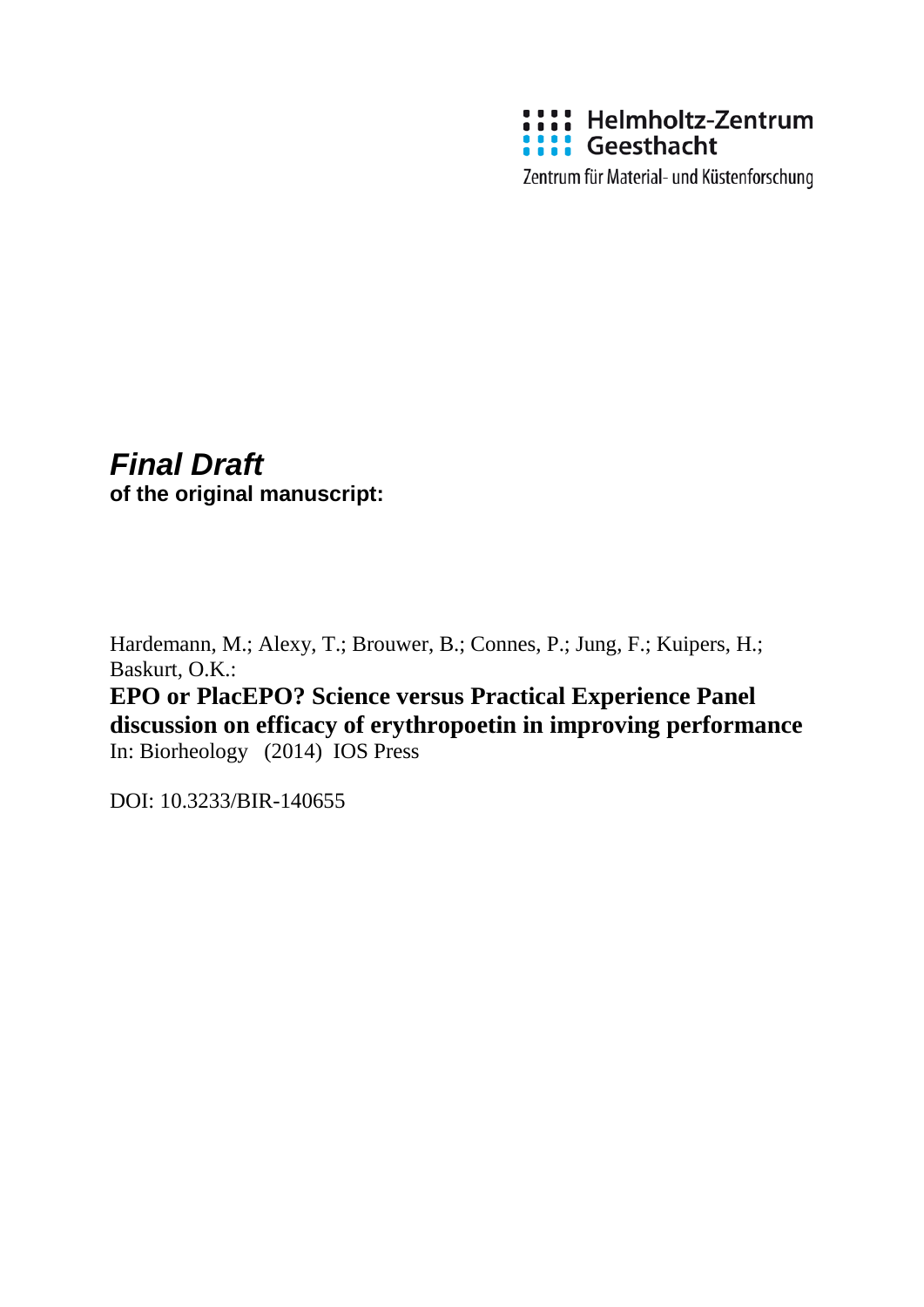Helmholtz-Zentrum Geesthacht

Zentrum für Material- und Küstenforschung

***Final Draft***
**of the original manuscript:**

Hardemann, M.; Alexy, T.; Brouwer, B.; Connes, P.; Jung, F.; Kuipers, H.; Baskurt, O.K.:

**EPO or PlacEPO? Science versus Practical Experience Panel discussion on efficacy of erythropoetin in improving performance**

In: Biorheology (2014) IOS Press

DOI: 10.3233/BIR-140655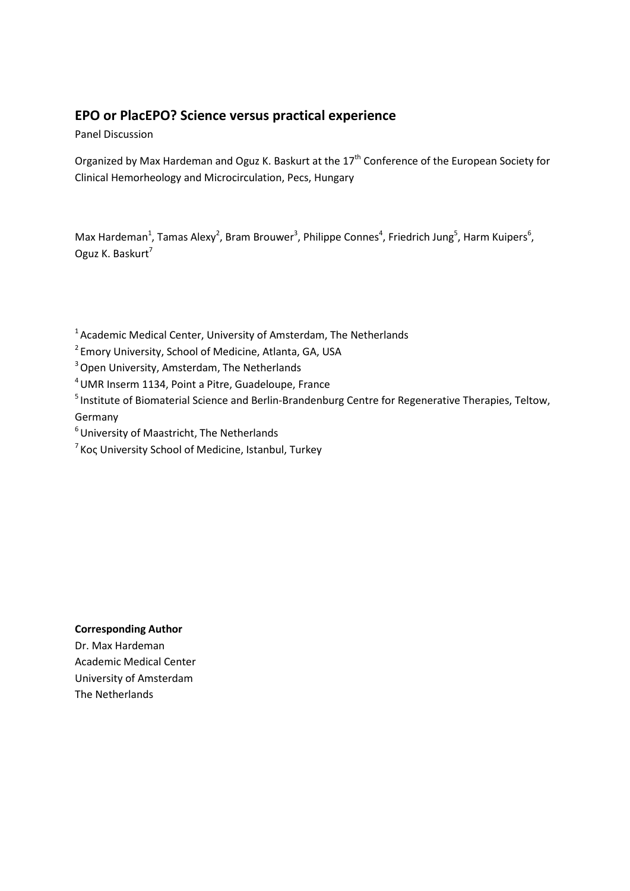# EPO or PlacEPO? Science versus practical experience

Panel Discussion

Organized by Max Hardeman and Oguz K. Baskurt at the 17th Conference of the European Society for Clinical Hemorheology and Microcirculation, Pecs, Hungary

Max Hardeman[1], Tamas Alexy[2], Bram Brouwer[3], Philippe Connes[4], Friedrich Jung[5], Harm Kuipers[6], Oguz K. Baskurt[7]

[1] Academic Medical Center, University of Amsterdam, The Netherlands

[2] Emory University, School of Medicine, Atlanta, GA, USA

[3] Open University, Amsterdam, The Netherlands

[4] UMR Inserm 1134, Point a Pitre, Guadeloupe, France

[5] Institute of Biomaterial Science and Berlin-Brandenburg Centre for Regenerative Therapies, Teltow, Germany

[6] University of Maastricht, The Netherlands

[7] Koς University School of Medicine, Istanbul, Turkey

**Corresponding Author**

Dr. Max Hardeman
Academic Medical Center
University of Amsterdam
The Netherlands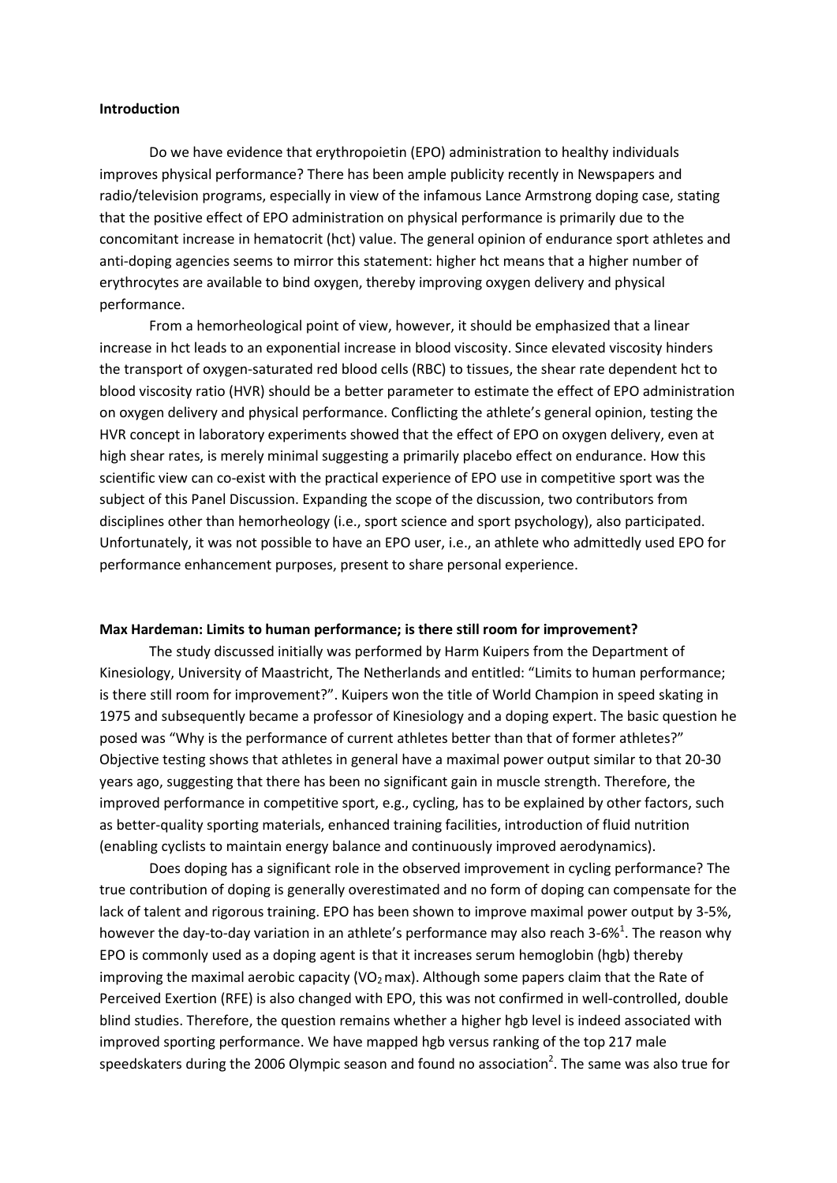## Introduction

Do we have evidence that erythropoietin (EPO) administration to healthy individuals improves physical performance? There has been ample publicity recently in Newspapers and radio/television programs, especially in view of the infamous Lance Armstrong doping case, stating that the positive effect of EPO administration on physical performance is primarily due to the concomitant increase in hematocrit (hct) value. The general opinion of endurance sport athletes and anti-doping agencies seems to mirror this statement: higher hct means that a higher number of erythrocytes are available to bind oxygen, thereby improving oxygen delivery and physical performance.

From a hemorheological point of view, however, it should be emphasized that a linear increase in hct leads to an exponential increase in blood viscosity. Since elevated viscosity hinders the transport of oxygen-saturated red blood cells (RBC) to tissues, the shear rate dependent hct to blood viscosity ratio (HVR) should be a better parameter to estimate the effect of EPO administration on oxygen delivery and physical performance. Conflicting the athlete's general opinion, testing the HVR concept in laboratory experiments showed that the effect of EPO on oxygen delivery, even at high shear rates, is merely minimal suggesting a primarily placebo effect on endurance. How this scientific view can co-exist with the practical experience of EPO use in competitive sport was the subject of this Panel Discussion. Expanding the scope of the discussion, two contributors from disciplines other than hemorheology (i.e., sport science and sport psychology), also participated. Unfortunately, it was not possible to have an EPO user, i.e., an athlete who admittedly used EPO for performance enhancement purposes, present to share personal experience.

## Max Hardeman: Limits to human performance; is there still room for improvement?

The study discussed initially was performed by Harm Kuipers from the Department of Kinesiology, University of Maastricht, The Netherlands and entitled: "Limits to human performance; is there still room for improvement?". Kuipers won the title of World Champion in speed skating in 1975 and subsequently became a professor of Kinesiology and a doping expert. The basic question he posed was "Why is the performance of current athletes better than that of former athletes?" Objective testing shows that athletes in general have a maximal power output similar to that 20-30 years ago, suggesting that there has been no significant gain in muscle strength. Therefore, the improved performance in competitive sport, e.g., cycling, has to be explained by other factors, such as better-quality sporting materials, enhanced training facilities, introduction of fluid nutrition (enabling cyclists to maintain energy balance and continuously improved aerodynamics).

Does doping has a significant role in the observed improvement in cycling performance? The true contribution of doping is generally overestimated and no form of doping can compensate for the lack of talent and rigorous training. EPO has been shown to improve maximal power output by 3-5%, however the day-to-day variation in an athlete's performance may also reach 3-6%[1]. The reason why EPO is commonly used as a doping agent is that it increases serum hemoglobin (hgb) thereby improving the maximal aerobic capacity ($VO_2$ max). Although some papers claim that the Rate of Perceived Exertion (RFE) is also changed with EPO, this was not confirmed in well-controlled, double blind studies. Therefore, the question remains whether a higher hgb level is indeed associated with improved sporting performance. We have mapped hgb versus ranking of the top 217 male speedskaters during the 2006 Olympic season and found no association[2]. The same was also true for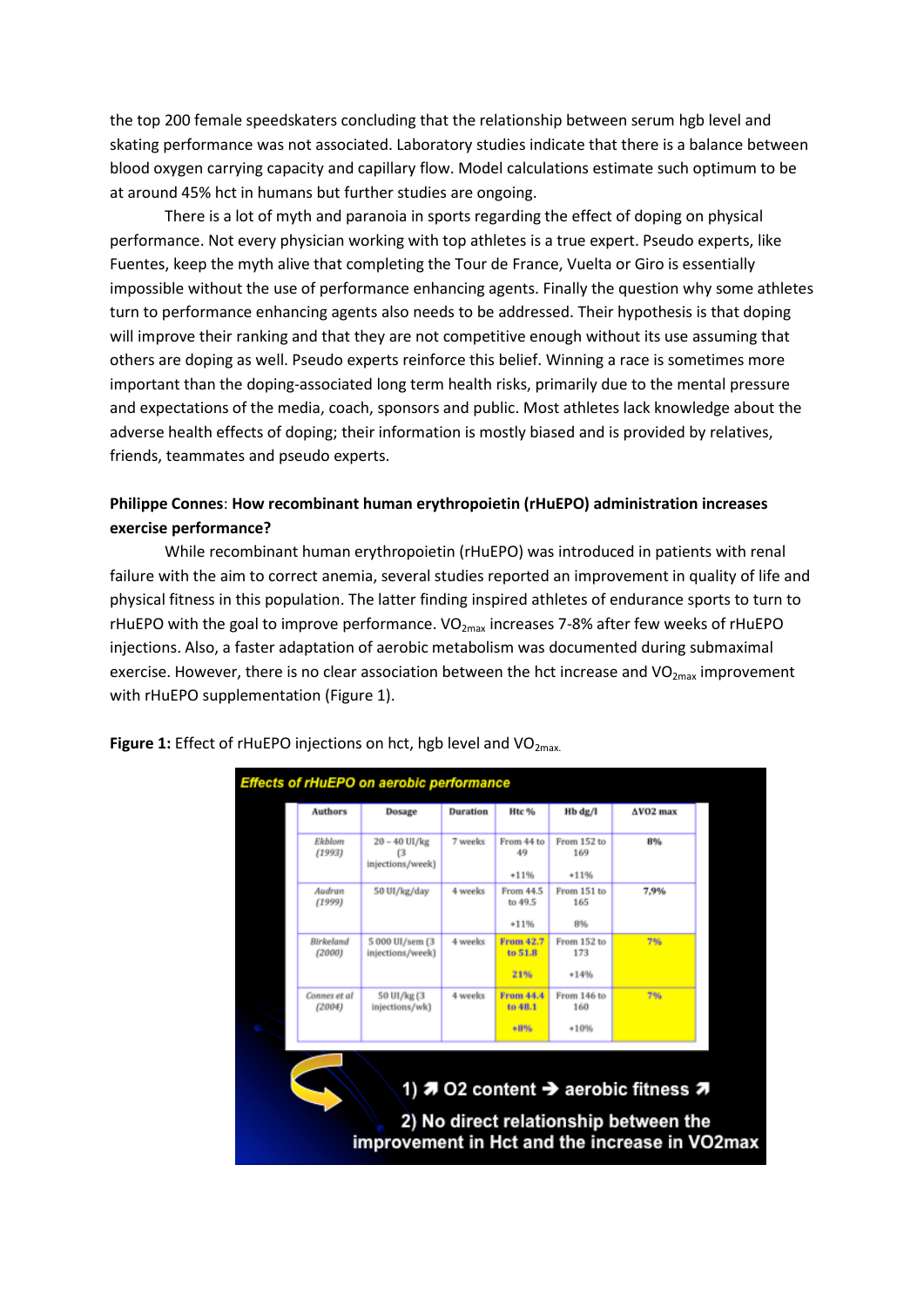the top 200 female speedskaters concluding that the relationship between serum hgb level and skating performance was not associated. Laboratory studies indicate that there is a balance between blood oxygen carrying capacity and capillary flow. Model calculations estimate such optimum to be at around 45% hct in humans but further studies are ongoing.

There is a lot of myth and paranoia in sports regarding the effect of doping on physical performance. Not every physician working with top athletes is a true expert. Pseudo experts, like Fuentes, keep the myth alive that completing the Tour de France, Vuelta or Giro is essentially impossible without the use of performance enhancing agents. Finally the question why some athletes turn to performance enhancing agents also needs to be addressed. Their hypothesis is that doping will improve their ranking and that they are not competitive enough without its use assuming that others are doping as well. Pseudo experts reinforce this belief. Winning a race is sometimes more important than the doping-associated long term health risks, primarily due to the mental pressure and expectations of the media, coach, sponsors and public. Most athletes lack knowledge about the adverse health effects of doping; their information is mostly biased and is provided by relatives, friends, teammates and pseudo experts.

**Philippe Connes**: **How recombinant human erythropoietin (rHuEPO) administration increases exercise performance?**

While recombinant human erythropoietin (rHuEPO) was introduced in patients with renal failure with the aim to correct anemia, several studies reported an improvement in quality of life and physical fitness in this population. The latter finding inspired athletes of endurance sports to turn to rHuEPO with the goal to improve performance. $VO_{2max}$ increases 7-8% after few weeks of rHuEPO injections. Also, a faster adaptation of aerobic metabolism was documented during submaximal exercise. However, there is no clear association between the hct increase and $VO_{2max}$ improvement with rHuEPO supplementation (Figure 1).

**Figure 1:** Effect of rHuEPO injections on hct, hgb level and $VO_{2max.}$

*Effects of rHuEPO on aerobic performance*

| Authors | Dosage | Duration | Htc % | Hb dg/l | ΔVO2 max |
|---|---|---|---|---|---|
| *Ekblom (1993)* | 20 – 40 UI/kg (3 injections/week) | 7 weeks | From 44 to 49 +11% | From 152 to 169 +11% | 8% |
| *Audran (1999)* | 50 UI/kg/day | 4 weeks | From 44.5 to 49.5 +11% | From 151 to 165 8% | 7,9% |
| *Birkeland (2000)* | 5 000 UI/sem (3 injections/week) | 4 weeks | From 42.7 to 51.8 21% | From 152 to 173 +14% | 7% |
| *Connes et al (2004)* | 50 UI/kg (3 injections/wk) | 4 weeks | From 44.4 to 48.1 +8% | From 146 to 160 +10% | 7% |

1) ↗ O2 content → aerobic fitness ↗

2) No direct relationship between the improvement in Hct and the increase in VO2max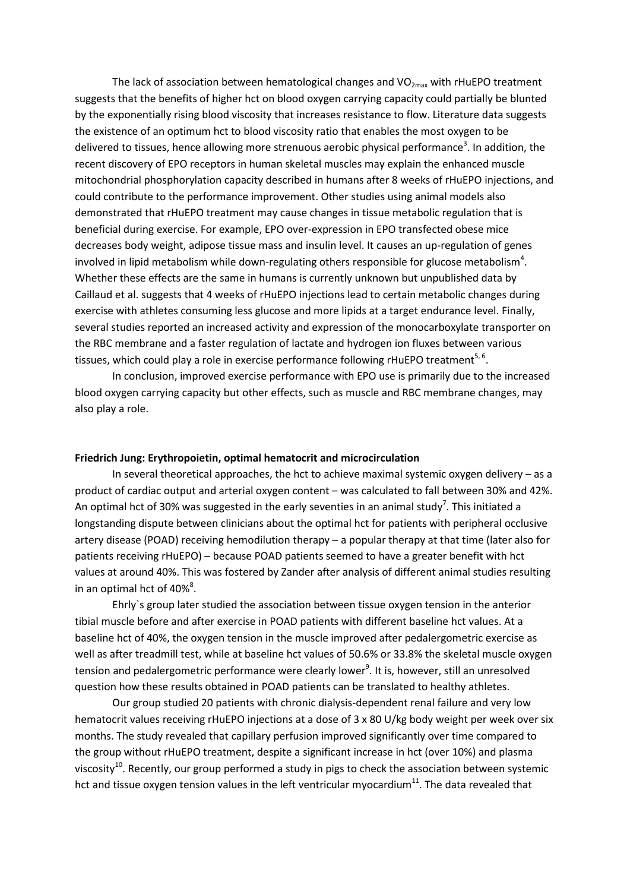The lack of association between hematological changes and $VO_{2max}$ with rHuEPO treatment suggests that the benefits of higher hct on blood oxygen carrying capacity could partially be blunted by the exponentially rising blood viscosity that increases resistance to flow. Literature data suggests the existence of an optimum hct to blood viscosity ratio that enables the most oxygen to be delivered to tissues, hence allowing more strenuous aerobic physical performance[3]. In addition, the recent discovery of EPO receptors in human skeletal muscles may explain the enhanced muscle mitochondrial phosphorylation capacity described in humans after 8 weeks of rHuEPO injections, and could contribute to the performance improvement. Other studies using animal models also demonstrated that rHuEPO treatment may cause changes in tissue metabolic regulation that is beneficial during exercise. For example, EPO over-expression in EPO transfected obese mice decreases body weight, adipose tissue mass and insulin level. It causes an up-regulation of genes involved in lipid metabolism while down-regulating others responsible for glucose metabolism[4]. Whether these effects are the same in humans is currently unknown but unpublished data by Caillaud et al. suggests that 4 weeks of rHuEPO injections lead to certain metabolic changes during exercise with athletes consuming less glucose and more lipids at a target endurance level. Finally, several studies reported an increased activity and expression of the monocarboxylate transporter on the RBC membrane and a faster regulation of lactate and hydrogen ion fluxes between various tissues, which could play a role in exercise performance following rHuEPO treatment[5, 6].

In conclusion, improved exercise performance with EPO use is primarily due to the increased blood oxygen carrying capacity but other effects, such as muscle and RBC membrane changes, may also play a role.

**Friedrich Jung: Erythropoietin, optimal hematocrit and microcirculation**

In several theoretical approaches, the hct to achieve maximal systemic oxygen delivery – as a product of cardiac output and arterial oxygen content – was calculated to fall between 30% and 42%. An optimal hct of 30% was suggested in the early seventies in an animal study[7]. This initiated a longstanding dispute between clinicians about the optimal hct for patients with peripheral occlusive artery disease (POAD) receiving hemodilution therapy – a popular therapy at that time (later also for patients receiving rHuEPO) – because POAD patients seemed to have a greater benefit with hct values at around 40%. This was fostered by Zander after analysis of different animal studies resulting in an optimal hct of 40%[8].

Ehrly`s group later studied the association between tissue oxygen tension in the anterior tibial muscle before and after exercise in POAD patients with different baseline hct values. At a baseline hct of 40%, the oxygen tension in the muscle improved after pedalergometric exercise as well as after treadmill test, while at baseline hct values of 50.6% or 33.8% the skeletal muscle oxygen tension and pedalergometric performance were clearly lower[9]. It is, however, still an unresolved question how these results obtained in POAD patients can be translated to healthy athletes.

Our group studied 20 patients with chronic dialysis-dependent renal failure and very low hematocrit values receiving rHuEPO injections at a dose of 3 x 80 U/kg body weight per week over six months. The study revealed that capillary perfusion improved significantly over time compared to the group without rHuEPO treatment, despite a significant increase in hct (over 10%) and plasma viscosity[10]. Recently, our group performed a study in pigs to check the association between systemic hct and tissue oxygen tension values in the left ventricular myocardium[11]. The data revealed that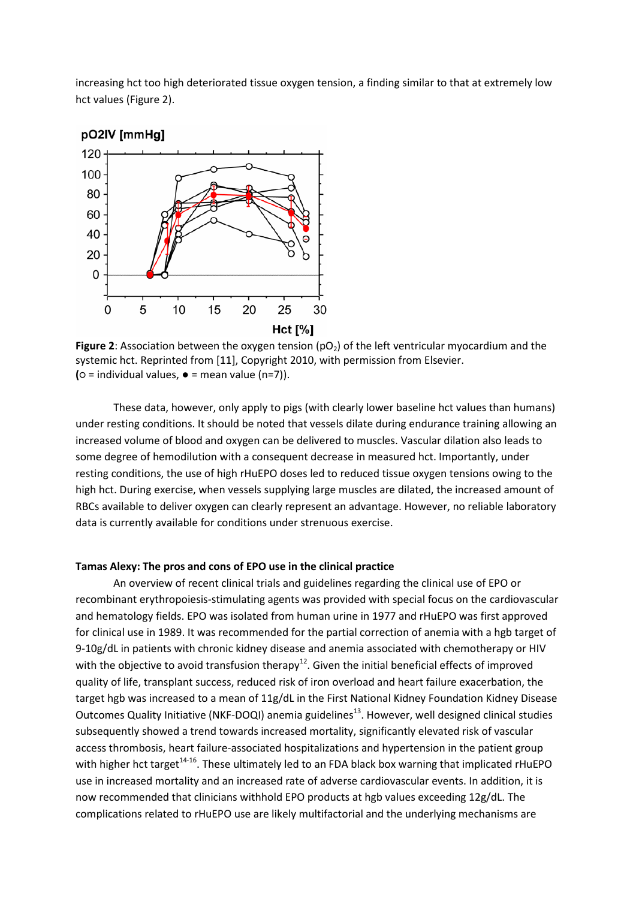increasing hct too high deteriorated tissue oxygen tension, a finding similar to that at extremely low hct values (Figure 2).

**Figure 2**: Association between the oxygen tension ($pO_2$) of the left ventricular myocardium and the systemic hct. Reprinted from [11], Copyright 2010, with permission from Elsevier.
**(**○ = individual values, ● = mean value (n=7)).

These data, however, only apply to pigs (with clearly lower baseline hct values than humans) under resting conditions. It should be noted that vessels dilate during endurance training allowing an increased volume of blood and oxygen can be delivered to muscles. Vascular dilation also leads to some degree of hemodilution with a consequent decrease in measured hct. Importantly, under resting conditions, the use of high rHuEPO doses led to reduced tissue oxygen tensions owing to the high hct. During exercise, when vessels supplying large muscles are dilated, the increased amount of RBCs available to deliver oxygen can clearly represent an advantage. However, no reliable laboratory data is currently available for conditions under strenuous exercise.

### Tamas Alexy: The pros and cons of EPO use in the clinical practice

An overview of recent clinical trials and guidelines regarding the clinical use of EPO or recombinant erythropoiesis-stimulating agents was provided with special focus on the cardiovascular and hematology fields. EPO was isolated from human urine in 1977 and rHuEPO was first approved for clinical use in 1989. It was recommended for the partial correction of anemia with a hgb target of 9-10g/dL in patients with chronic kidney disease and anemia associated with chemotherapy or HIV with the objective to avoid transfusion therapy[12]. Given the initial beneficial effects of improved quality of life, transplant success, reduced risk of iron overload and heart failure exacerbation, the target hgb was increased to a mean of 11g/dL in the First National Kidney Foundation Kidney Disease Outcomes Quality Initiative (NKF-DOQI) anemia guidelines[13]. However, well designed clinical studies subsequently showed a trend towards increased mortality, significantly elevated risk of vascular access thrombosis, heart failure-associated hospitalizations and hypertension in the patient group with higher hct target[14-16]. These ultimately led to an FDA black box warning that implicated rHuEPO use in increased mortality and an increased rate of adverse cardiovascular events. In addition, it is now recommended that clinicians withhold EPO products at hgb values exceeding 12g/dL. The complications related to rHuEPO use are likely multifactorial and the underlying mechanisms are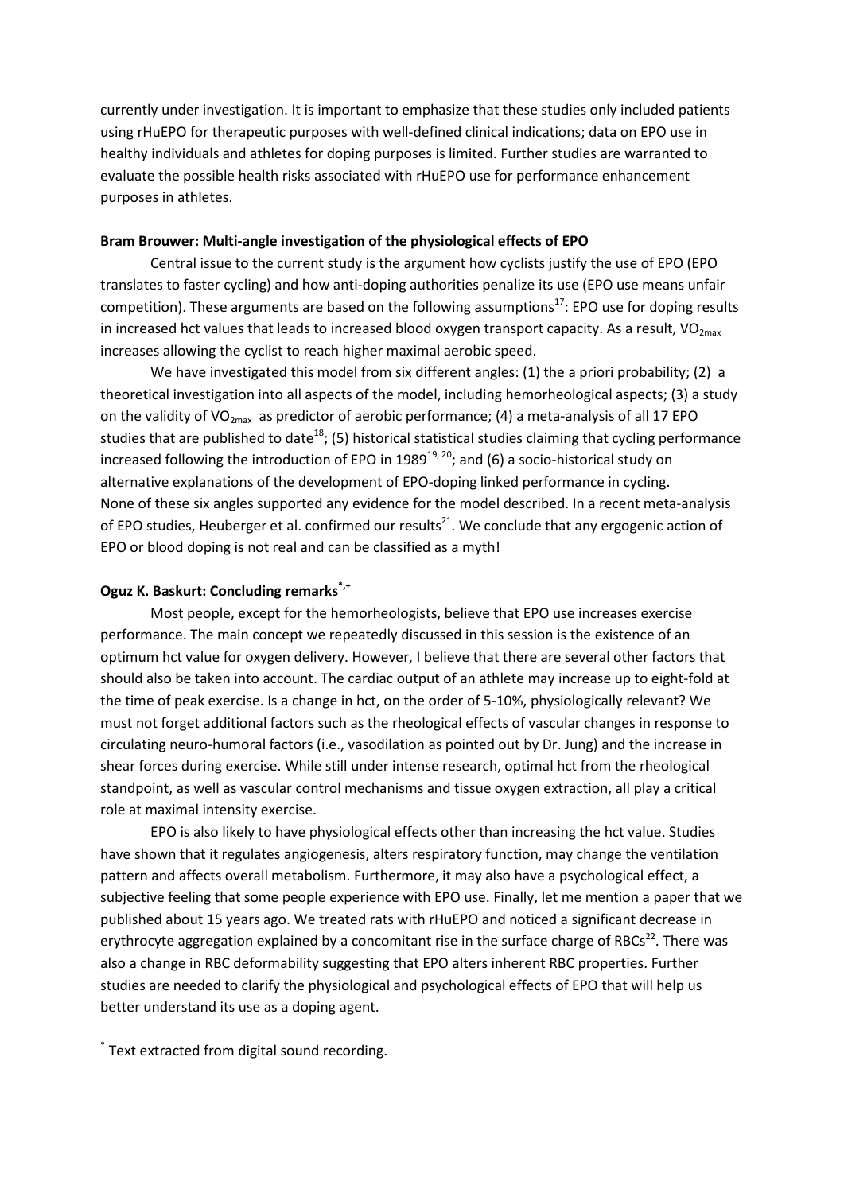currently under investigation. It is important to emphasize that these studies only included patients using rHuEPO for therapeutic purposes with well-defined clinical indications; data on EPO use in healthy individuals and athletes for doping purposes is limited. Further studies are warranted to evaluate the possible health risks associated with rHuEPO use for performance enhancement purposes in athletes.

**Bram Brouwer: Multi-angle investigation of the physiological effects of EPO**

Central issue to the current study is the argument how cyclists justify the use of EPO (EPO translates to faster cycling) and how anti-doping authorities penalize its use (EPO use means unfair competition). These arguments are based on the following assumptions[17]: EPO use for doping results in increased hct values that leads to increased blood oxygen transport capacity. As a result, $VO_{2max}$ increases allowing the cyclist to reach higher maximal aerobic speed.

We have investigated this model from six different angles: (1) the a priori probability; (2) a theoretical investigation into all aspects of the model, including hemorheological aspects; (3) a study on the validity of $VO_{2max}$ as predictor of aerobic performance; (4) a meta-analysis of all 17 EPO studies that are published to date[18]; (5) historical statistical studies claiming that cycling performance increased following the introduction of EPO in 1989[19, 20]; and (6) a socio-historical study on alternative explanations of the development of EPO-doping linked performance in cycling. None of these six angles supported any evidence for the model described. In a recent meta-analysis of EPO studies, Heuberger et al. confirmed our results[21]. We conclude that any ergogenic action of EPO or blood doping is not real and can be classified as a myth!

**Oguz K. Baskurt: Concluding remarks[*,+]**

Most people, except for the hemorheologists, believe that EPO use increases exercise performance. The main concept we repeatedly discussed in this session is the existence of an optimum hct value for oxygen delivery. However, I believe that there are several other factors that should also be taken into account. The cardiac output of an athlete may increase up to eight-fold at the time of peak exercise. Is a change in hct, on the order of 5-10%, physiologically relevant? We must not forget additional factors such as the rheological effects of vascular changes in response to circulating neuro-humoral factors (i.e., vasodilation as pointed out by Dr. Jung) and the increase in shear forces during exercise. While still under intense research, optimal hct from the rheological standpoint, as well as vascular control mechanisms and tissue oxygen extraction, all play a critical role at maximal intensity exercise.

EPO is also likely to have physiological effects other than increasing the hct value. Studies have shown that it regulates angiogenesis, alters respiratory function, may change the ventilation pattern and affects overall metabolism. Furthermore, it may also have a psychological effect, a subjective feeling that some people experience with EPO use. Finally, let me mention a paper that we published about 15 years ago. We treated rats with rHuEPO and noticed a significant decrease in erythrocyte aggregation explained by a concomitant rise in the surface charge of RBCs[22]. There was also a change in RBC deformability suggesting that EPO alters inherent RBC properties. Further studies are needed to clarify the physiological and psychological effects of EPO that will help us better understand its use as a doping agent.

[*] Text extracted from digital sound recording.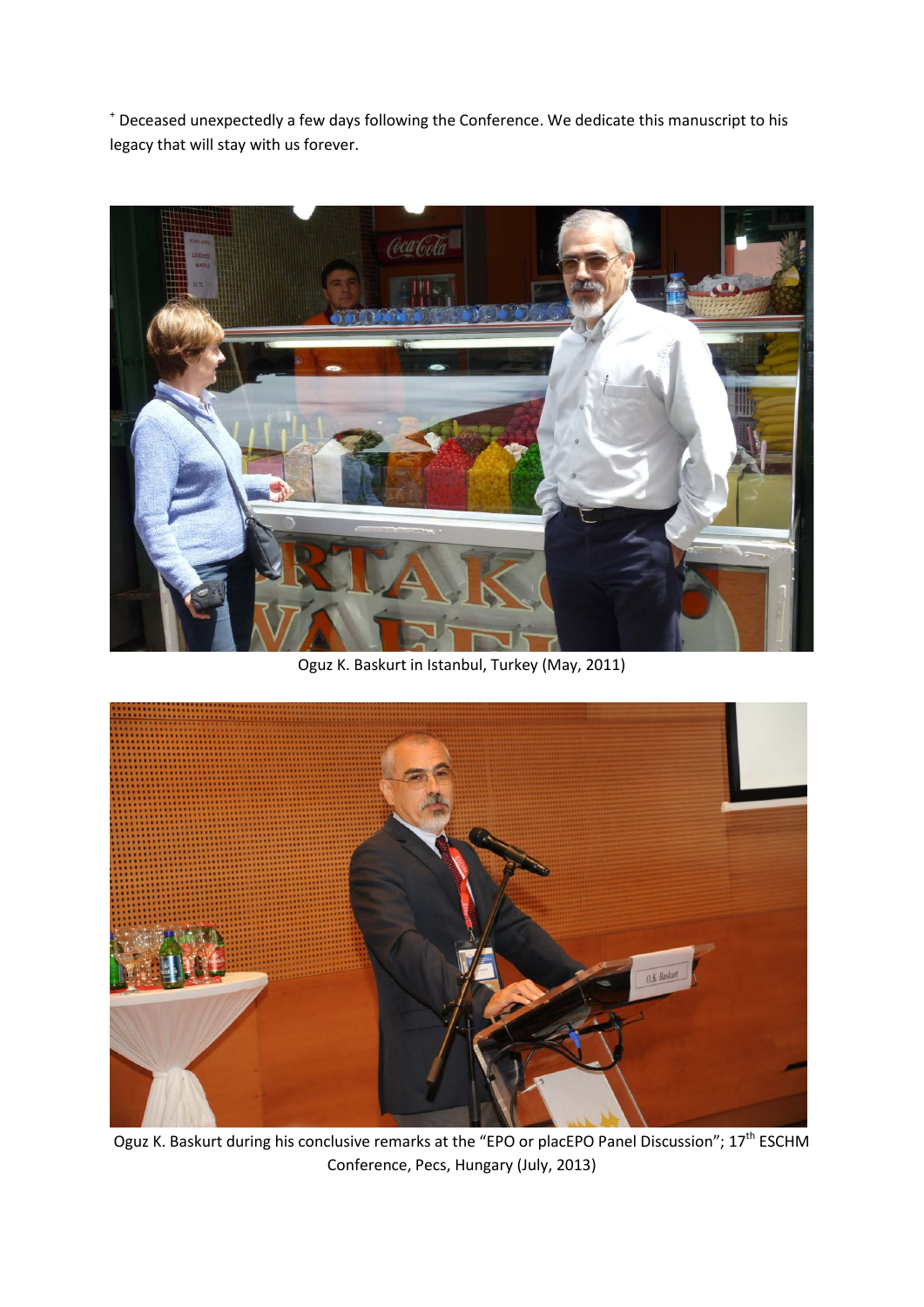[+] Deceased unexpectedly a few days following the Conference. We dedicate this manuscript to his legacy that will stay with us forever.

Oguz K. Baskurt in Istanbul, Turkey (May, 2011)

Oguz K. Baskurt during his conclusive remarks at the "EPO or placEPO Panel Discussion"; 17[th] ESCHM Conference, Pecs, Hungary (July, 2013)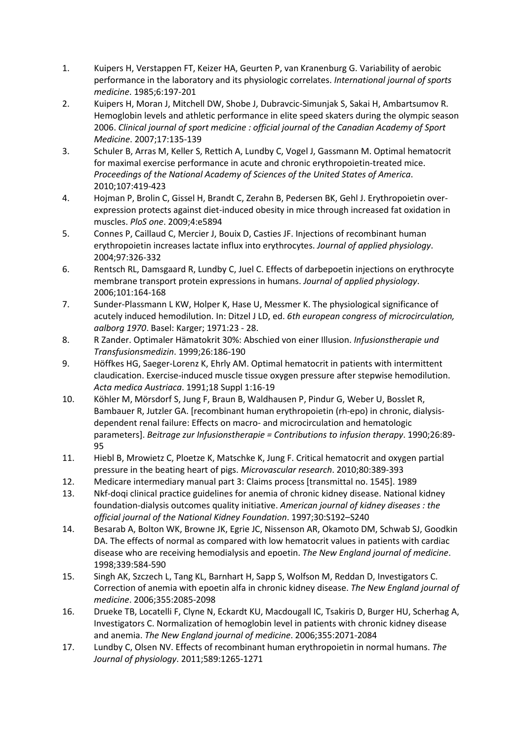1. Kuipers H, Verstappen FT, Keizer HA, Geurten P, van Kranenburg G. Variability of aerobic performance in the laboratory and its physiologic correlates. *International journal of sports medicine*. 1985;6:197-201
2. Kuipers H, Moran J, Mitchell DW, Shobe J, Dubravcic-Simunjak S, Sakai H, Ambartsumov R. Hemoglobin levels and athletic performance in elite speed skaters during the olympic season 2006. *Clinical journal of sport medicine : official journal of the Canadian Academy of Sport Medicine*. 2007;17:135-139
3. Schuler B, Arras M, Keller S, Rettich A, Lundby C, Vogel J, Gassmann M. Optimal hematocrit for maximal exercise performance in acute and chronic erythropoietin-treated mice. *Proceedings of the National Academy of Sciences of the United States of America*. 2010;107:419-423
4. Hojman P, Brolin C, Gissel H, Brandt C, Zerahn B, Pedersen BK, Gehl J. Erythropoietin over-expression protects against diet-induced obesity in mice through increased fat oxidation in muscles. *PloS one*. 2009;4:e5894
5. Connes P, Caillaud C, Mercier J, Bouix D, Casties JF. Injections of recombinant human erythropoietin increases lactate influx into erythrocytes. *Journal of applied physiology*. 2004;97:326-332
6. Rentsch RL, Damsgaard R, Lundby C, Juel C. Effects of darbepoetin injections on erythrocyte membrane transport protein expressions in humans. *Journal of applied physiology*. 2006;101:164-168
7. Sunder-Plassmann L KW, Holper K, Hase U, Messmer K. The physiological significance of acutely induced hemodilution. In: Ditzel J LD, ed. *6th european congress of microcirculation, aalborg 1970*. Basel: Karger; 1971:23 - 28.
8. R Zander. Optimaler Hämatokrit 30%: Abschied von einer Illusion. *Infusionstherapie und Transfusionsmedizin*. 1999;26:186-190
9. Höffkes HG, Saeger-Lorenz K, Ehrly AM. Optimal hematocrit in patients with intermittent claudication. Exercise-induced muscle tissue oxygen pressure after stepwise hemodilution. *Acta medica Austriaca*. 1991;18 Suppl 1:16-19
10. Köhler M, Mörsdorf S, Jung F, Braun B, Waldhausen P, Pindur G, Weber U, Bosslet R, Bambauer R, Jutzler GA. [recombinant human erythropoietin (rh-epo) in chronic, dialysis-dependent renal failure: Effects on macro- and microcirculation and hematologic parameters]. *Beitrage zur Infusionstherapie = Contributions to infusion therapy*. 1990;26:89-95
11. Hiebl B, Mrowietz C, Ploetze K, Matschke K, Jung F. Critical hematocrit and oxygen partial pressure in the beating heart of pigs. *Microvascular research*. 2010;80:389-393
12. Medicare intermediary manual part 3: Claims process [transmittal no. 1545]. 1989
13. Nkf-doqi clinical practice guidelines for anemia of chronic kidney disease. National kidney foundation-dialysis outcomes quality initiative. *American journal of kidney diseases : the official journal of the National Kidney Foundation*. 1997;30:S192–S240
14. Besarab A, Bolton WK, Browne JK, Egrie JC, Nissenson AR, Okamoto DM, Schwab SJ, Goodkin DA. The effects of normal as compared with low hematocrit values in patients with cardiac disease who are receiving hemodialysis and epoetin. *The New England journal of medicine*. 1998;339:584-590
15. Singh AK, Szczech L, Tang KL, Barnhart H, Sapp S, Wolfson M, Reddan D, Investigators C. Correction of anemia with epoetin alfa in chronic kidney disease. *The New England journal of medicine*. 2006;355:2085-2098
16. Drueke TB, Locatelli F, Clyne N, Eckardt KU, Macdougall IC, Tsakiris D, Burger HU, Scherhag A, Investigators C. Normalization of hemoglobin level in patients with chronic kidney disease and anemia. *The New England journal of medicine*. 2006;355:2071-2084
17. Lundby C, Olsen NV. Effects of recombinant human erythropoietin in normal humans. *The Journal of physiology*. 2011;589:1265-1271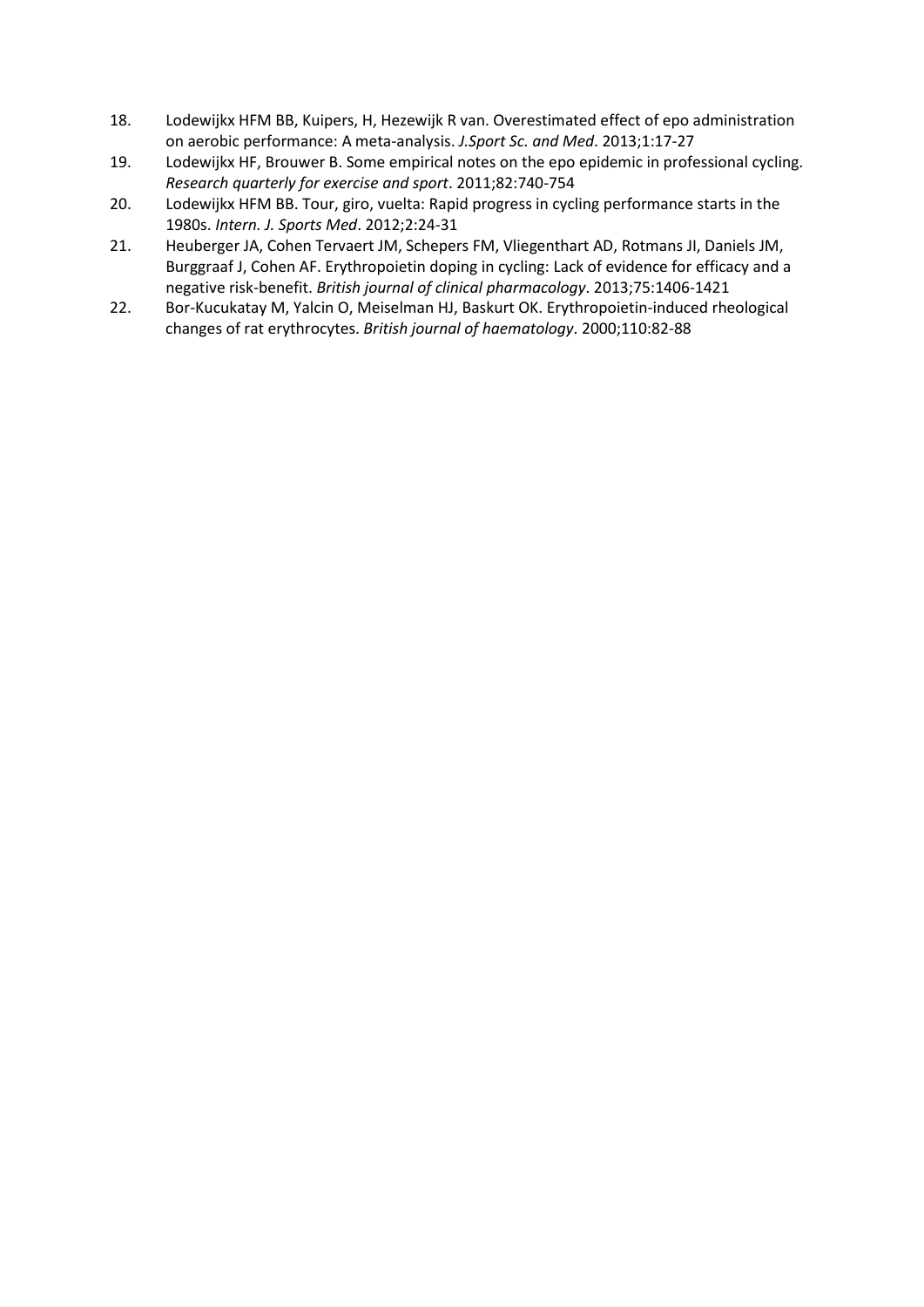18. Lodewijkx HFM BB, Kuipers, H, Hezewijk R van. Overestimated effect of epo administration on aerobic performance: A meta-analysis. *J.Sport Sc. and Med*. 2013;1:17-27
19. Lodewijkx HF, Brouwer B. Some empirical notes on the epo epidemic in professional cycling. *Research quarterly for exercise and sport*. 2011;82:740-754
20. Lodewijkx HFM BB. Tour, giro, vuelta: Rapid progress in cycling performance starts in the 1980s. *Intern. J. Sports Med*. 2012;2:24-31
21. Heuberger JA, Cohen Tervaert JM, Schepers FM, Vliegenthart AD, Rotmans JI, Daniels JM, Burggraaf J, Cohen AF. Erythropoietin doping in cycling: Lack of evidence for efficacy and a negative risk-benefit. *British journal of clinical pharmacology*. 2013;75:1406-1421
22. Bor-Kucukatay M, Yalcin O, Meiselman HJ, Baskurt OK. Erythropoietin-induced rheological changes of rat erythrocytes. *British journal of haematology*. 2000;110:82-88